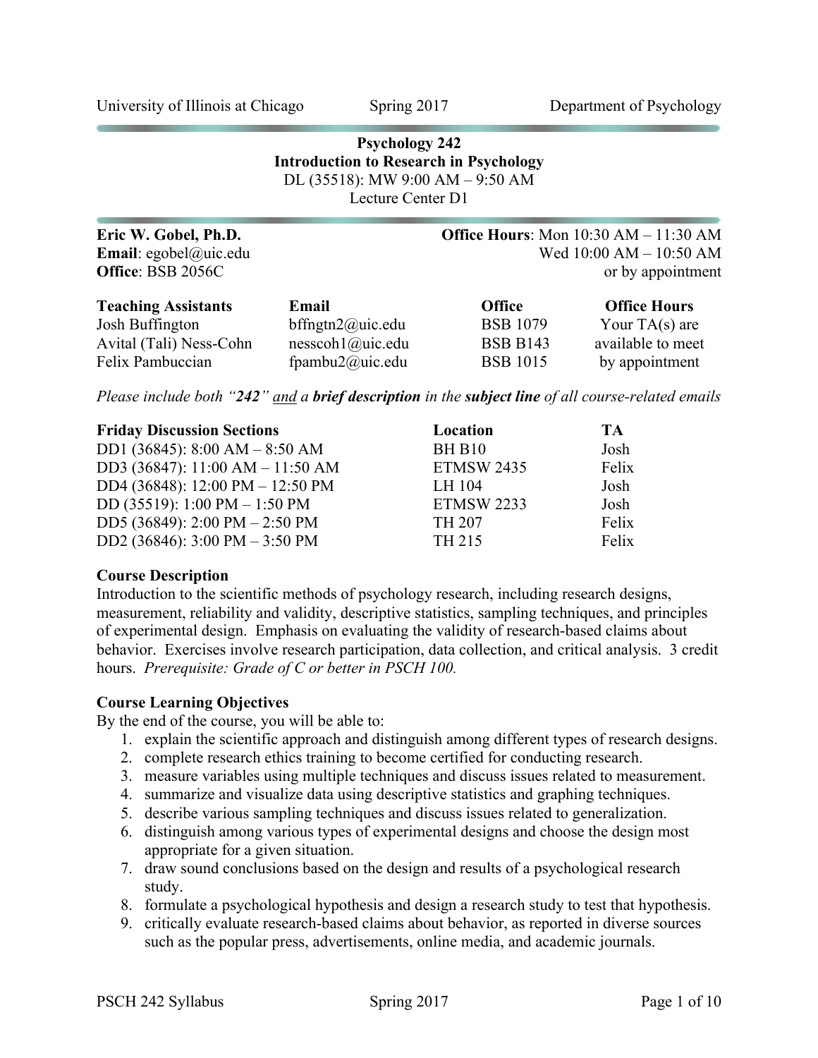University of Illinois at Chicago Spring 2017 Department of Psychology

# Psychology 242
## Introduction to Research in Psychology

DL (35518): MW 9:00 AM – 9:50 AM
Lecture Center D1

**Eric W. Gobel, Ph.D.**
**Email**: egobel@uic.edu
**Office**: BSB 2056C

**Office Hours**: Mon 10:30 AM – 11:30 AM
Wed 10:00 AM – 10:50 AM
or by appointment

| Teaching Assistants | Email | Office | Office Hours |
|---|---|---|---|
| Josh Buffington | bffngtn2@uic.edu | BSB 1079 | Your TA(s) are available to meet by appointment |
| Avital (Tali) Ness-Cohn | nesscoh1@uic.edu | BSB B143 | |
| Felix Pambuccian | fpambu2@uic.edu | BSB 1015 | |

*Please include both "**242**" and a **brief description** in the **subject line** of all course-related emails*

| Friday Discussion Sections | Location | TA |
|---|---|---|
| DD1 (36845): 8:00 AM – 8:50 AM | BH B10 | Josh |
| DD3 (36847): 11:00 AM – 11:50 AM | ETMSW 2435 | Felix |
| DD4 (36848): 12:00 PM – 12:50 PM | LH 104 | Josh |
| DD (35519): 1:00 PM – 1:50 PM | ETMSW 2233 | Josh |
| DD5 (36849): 2:00 PM – 2:50 PM | TH 207 | Felix |
| DD2 (36846): 3:00 PM – 3:50 PM | TH 215 | Felix |

### Course Description

Introduction to the scientific methods of psychology research, including research designs, measurement, reliability and validity, descriptive statistics, sampling techniques, and principles of experimental design. Emphasis on evaluating the validity of research-based claims about behavior. Exercises involve research participation, data collection, and critical analysis. 3 credit hours. *Prerequisite: Grade of C or better in PSCH 100.*

### Course Learning Objectives

By the end of the course, you will be able to:

1. explain the scientific approach and distinguish among different types of research designs.
2. complete research ethics training to become certified for conducting research.
3. measure variables using multiple techniques and discuss issues related to measurement.
4. summarize and visualize data using descriptive statistics and graphing techniques.
5. describe various sampling techniques and discuss issues related to generalization.
6. distinguish among various types of experimental designs and choose the design most appropriate for a given situation.
7. draw sound conclusions based on the design and results of a psychological research study.
8. formulate a psychological hypothesis and design a research study to test that hypothesis.
9. critically evaluate research-based claims about behavior, as reported in diverse sources such as the popular press, advertisements, online media, and academic journals.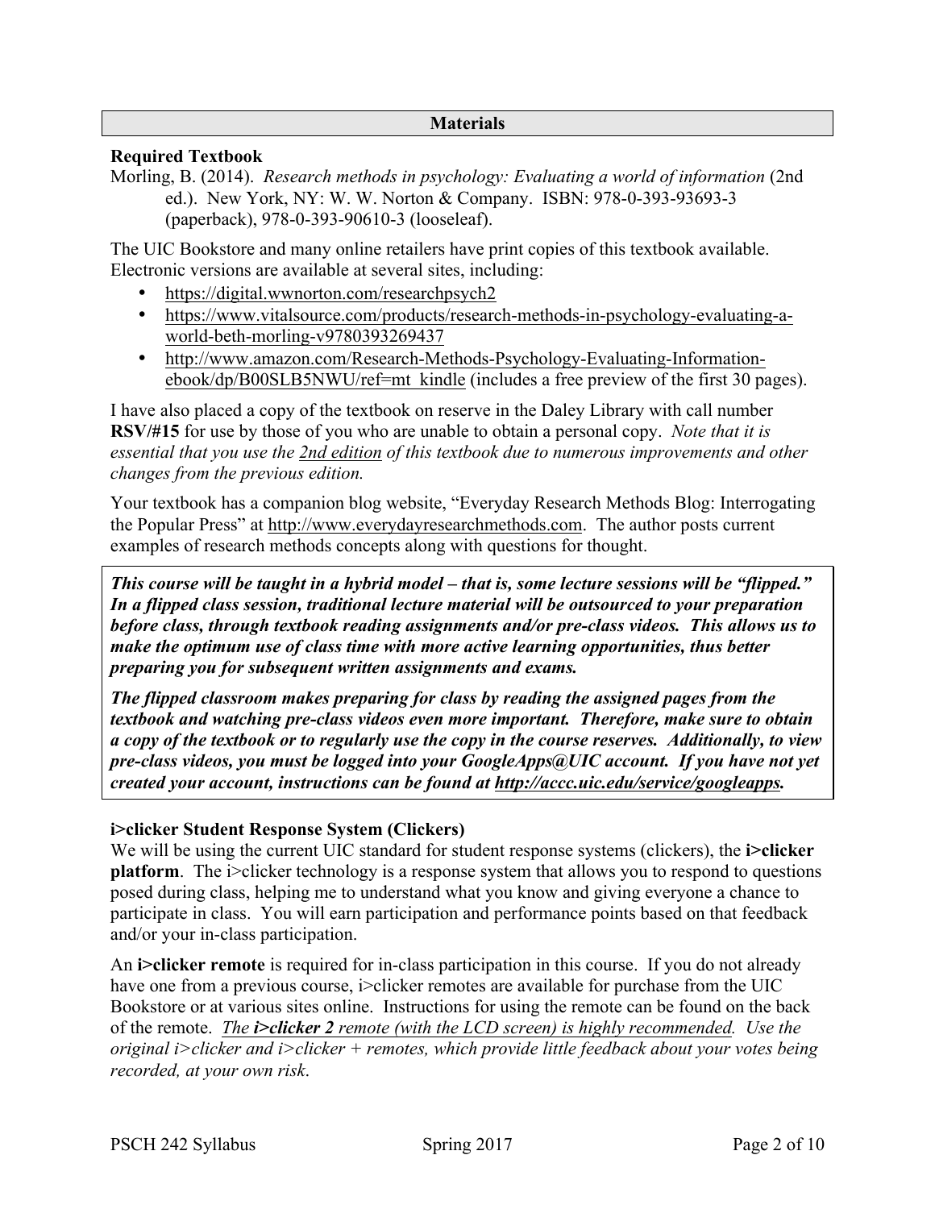## Materials

### Required Textbook

Morling, B. (2014). *Research methods in psychology: Evaluating a world of information* (2nd ed.). New York, NY: W. W. Norton & Company. ISBN: 978-0-393-93693-3 (paperback), 978-0-393-90610-3 (looseleaf).

The UIC Bookstore and many online retailers have print copies of this textbook available. Electronic versions are available at several sites, including:

- https://digital.wwnorton.com/researchpsych2
- https://www.vitalsource.com/products/research-methods-in-psychology-evaluating-a-world-beth-morling-v9780393269437
- http://www.amazon.com/Research-Methods-Psychology-Evaluating-Information-ebook/dp/B00SLB5NWU/ref=mt_kindle (includes a free preview of the first 30 pages).

I have also placed a copy of the textbook on reserve in the Daley Library with call number **RSV/#15** for use by those of you who are unable to obtain a personal copy. *Note that it is essential that you use the 2nd edition of this textbook due to numerous improvements and other changes from the previous edition.*

Your textbook has a companion blog website, "Everyday Research Methods Blog: Interrogating the Popular Press" at http://www.everydayresearchmethods.com. The author posts current examples of research methods concepts along with questions for thought.

***This course will be taught in a hybrid model – that is, some lecture sessions will be "flipped." In a flipped class session, traditional lecture material will be outsourced to your preparation before class, through textbook reading assignments and/or pre-class videos. This allows us to make the optimum use of class time with more active learning opportunities, thus better preparing you for subsequent written assignments and exams.***

***The flipped classroom makes preparing for class by reading the assigned pages from the textbook and watching pre-class videos even more important. Therefore, make sure to obtain a copy of the textbook or to regularly use the copy in the course reserves. Additionally, to view pre-class videos, you must be logged into your GoogleApps@UIC account. If you have not yet created your account, instructions can be found at http://accc.uic.edu/service/googleapps.***

### i>clicker Student Response System (Clickers)

We will be using the current UIC standard for student response systems (clickers), the **i>clicker platform**. The i>clicker technology is a response system that allows you to respond to questions posed during class, helping me to understand what you know and giving everyone a chance to participate in class. You will earn participation and performance points based on that feedback and/or your in-class participation.

An **i>clicker remote** is required for in-class participation in this course. If you do not already have one from a previous course, i>clicker remotes are available for purchase from the UIC Bookstore or at various sites online. Instructions for using the remote can be found on the back of the remote. *The **i>clicker 2** remote (with the LCD screen) is highly recommended. Use the original i>clicker and i>clicker + remotes, which provide little feedback about your votes being recorded, at your own risk.*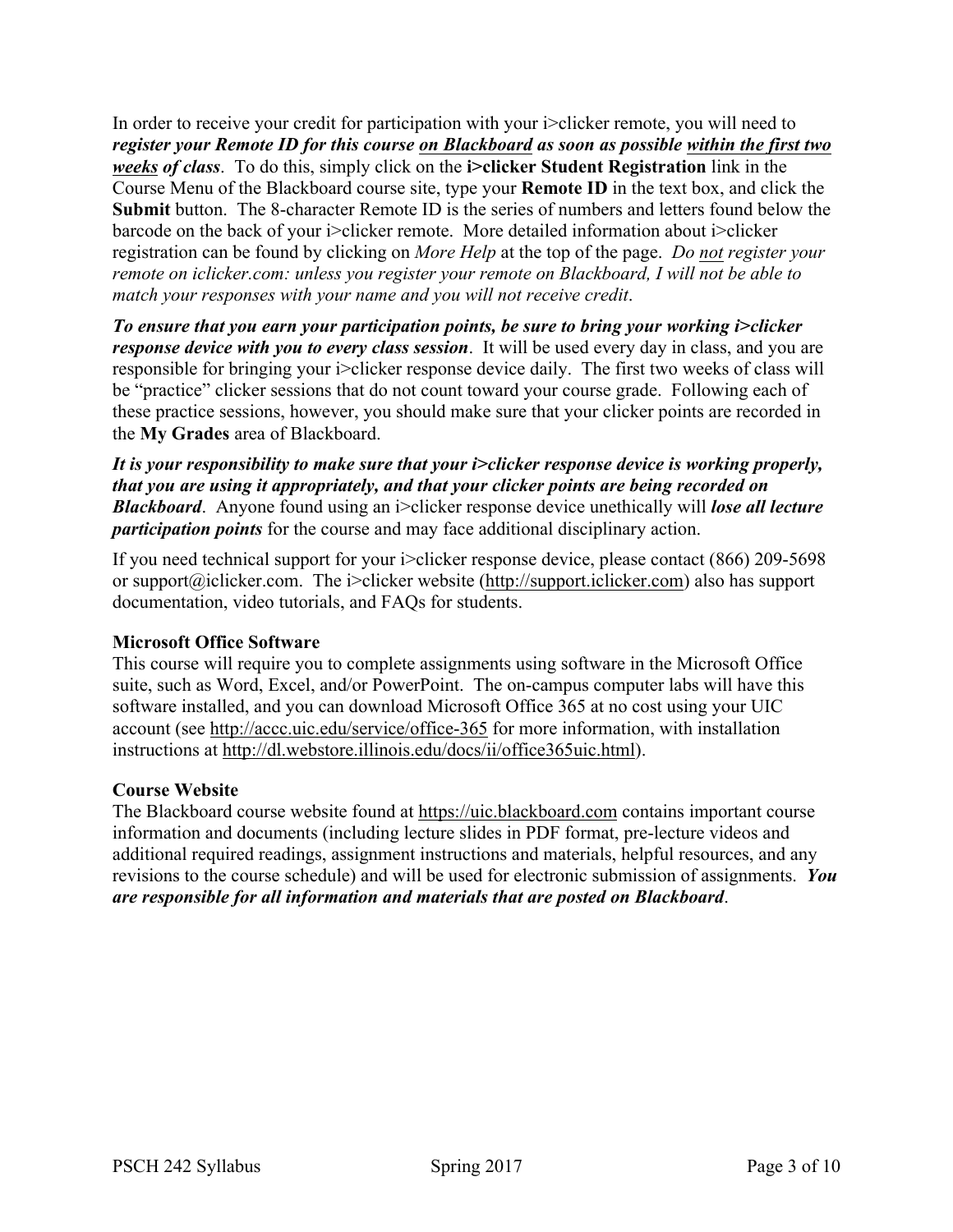In order to receive your credit for participation with your i>clicker remote, you will need to ***register your Remote ID for this course <u>on Blackboard</u> as soon as possible <u>within the first two weeks</u> of class***. To do this, simply click on the **i>clicker Student Registration** link in the Course Menu of the Blackboard course site, type your **Remote ID** in the text box, and click the **Submit** button. The 8-character Remote ID is the series of numbers and letters found below the barcode on the back of your i>clicker remote. More detailed information about i>clicker registration can be found by clicking on *More Help* at the top of the page. *Do <u>not</u> register your remote on iclicker.com: unless you register your remote on Blackboard, I will not be able to match your responses with your name and you will not receive credit*.

***To ensure that you earn your participation points, be sure to bring your working i>clicker response device with you to every class session***. It will be used every day in class, and you are responsible for bringing your i>clicker response device daily. The first two weeks of class will be "practice" clicker sessions that do not count toward your course grade. Following each of these practice sessions, however, you should make sure that your clicker points are recorded in the **My Grades** area of Blackboard.

***It is your responsibility to make sure that your i>clicker response device is working properly, that you are using it appropriately, and that your clicker points are being recorded on Blackboard***. Anyone found using an i>clicker response device unethically will ***lose all lecture participation points*** for the course and may face additional disciplinary action.

If you need technical support for your i>clicker response device, please contact (866) 209-5698 or support@iclicker.com. The i>clicker website (http://support.iclicker.com) also has support documentation, video tutorials, and FAQs for students.

**Microsoft Office Software**
This course will require you to complete assignments using software in the Microsoft Office suite, such as Word, Excel, and/or PowerPoint. The on-campus computer labs will have this software installed, and you can download Microsoft Office 365 at no cost using your UIC account (see http://accc.uic.edu/service/office-365 for more information, with installation instructions at http://dl.webstore.illinois.edu/docs/ii/office365uic.html).

**Course Website**
The Blackboard course website found at https://uic.blackboard.com contains important course information and documents (including lecture slides in PDF format, pre-lecture videos and additional required readings, assignment instructions and materials, helpful resources, and any revisions to the course schedule) and will be used for electronic submission of assignments. ***You are responsible for all information and materials that are posted on Blackboard***.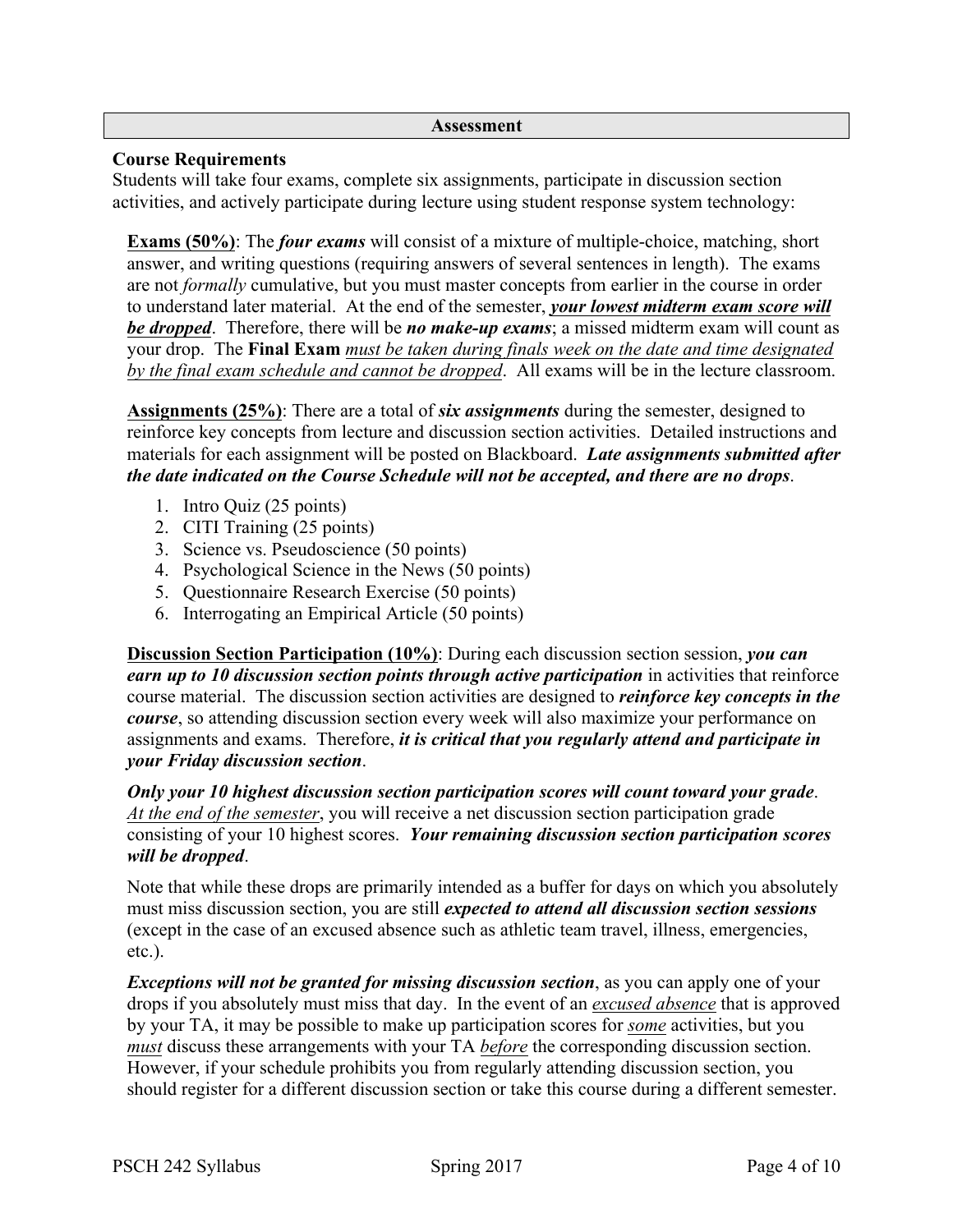## Assessment

### Course Requirements

Students will take four exams, complete six assignments, participate in discussion section activities, and actively participate during lecture using student response system technology:

<u>**Exams (50%)**</u>: The ***four exams*** will consist of a mixture of multiple-choice, matching, short answer, and writing questions (requiring answers of several sentences in length). The exams are not *formally* cumulative, but you must master concepts from earlier in the course in order to understand later material. At the end of the semester, ***<u>your lowest midterm exam score will be dropped</u>***. Therefore, there will be ***no make-up exams***; a missed midterm exam will count as your drop. The **Final Exam** *<u>must be taken during finals week on the date and time designated by the final exam schedule and cannot be dropped</u>*. All exams will be in the lecture classroom.

<u>**Assignments (25%)**</u>: There are a total of ***six assignments*** during the semester, designed to reinforce key concepts from lecture and discussion section activities. Detailed instructions and materials for each assignment will be posted on Blackboard. ***Late assignments submitted after the date indicated on the Course Schedule will not be accepted, and there are no drops***.

1. Intro Quiz (25 points)
2. CITI Training (25 points)
3. Science vs. Pseudoscience (50 points)
4. Psychological Science in the News (50 points)
5. Questionnaire Research Exercise (50 points)
6. Interrogating an Empirical Article (50 points)

<u>**Discussion Section Participation (10%)**</u>: During each discussion section session, ***you can earn up to 10 discussion section points through active participation*** in activities that reinforce course material. The discussion section activities are designed to ***reinforce key concepts in the course***, so attending discussion section every week will also maximize your performance on assignments and exams. Therefore, ***it is critical that you regularly attend and participate in your Friday discussion section***.

***Only your 10 highest discussion section participation scores will count toward your grade***. *<u>At the end of the semester</u>*, you will receive a net discussion section participation grade consisting of your 10 highest scores. ***Your remaining discussion section participation scores will be dropped***.

Note that while these drops are primarily intended as a buffer for days on which you absolutely must miss discussion section, you are still ***expected to attend all discussion section sessions*** (except in the case of an excused absence such as athletic team travel, illness, emergencies, etc.).

***Exceptions will not be granted for missing discussion section***, as you can apply one of your drops if you absolutely must miss that day. In the event of an *<u>excused absence</u>* that is approved by your TA, it may be possible to make up participation scores for *<u>some</u>* activities, but you *<u>must</u>* discuss these arrangements with your TA *<u>before</u>* the corresponding discussion section. However, if your schedule prohibits you from regularly attending discussion section, you should register for a different discussion section or take this course during a different semester.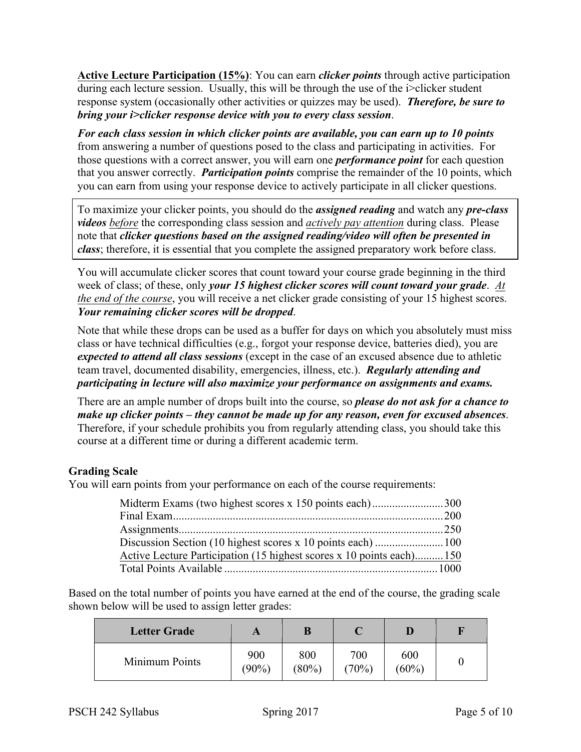**<u>Active Lecture Participation (15%)</u>**: You can earn ***clicker points*** through active participation during each lecture session. Usually, this will be through the use of the i>clicker student response system (occasionally other activities or quizzes may be used). ***Therefore, be sure to bring your i>clicker response device with you to every class session***.

***For each class session in which clicker points are available, you can earn up to 10 points*** from answering a number of questions posed to the class and participating in activities. For those questions with a correct answer, you will earn one ***performance point*** for each question that you answer correctly. ***Participation points*** comprise the remainder of the 10 points, which you can earn from using your response device to actively participate in all clicker questions.

> To maximize your clicker points, you should do the ***assigned reading*** and watch any ***pre-class videos*** *<u>before</u>* the corresponding class session and *<u>actively pay attention</u>* during class. Please note that ***clicker questions based on the assigned reading/video will often be presented in class***; therefore, it is essential that you complete the assigned preparatory work before class.

You will accumulate clicker scores that count toward your course grade beginning in the third week of class; of these, only ***your 15 highest clicker scores will count toward your grade***. *<u>At the end of the course</u>*, you will receive a net clicker grade consisting of your 15 highest scores. ***Your remaining clicker scores will be dropped***.

Note that while these drops can be used as a buffer for days on which you absolutely must miss class or have technical difficulties (e.g., forgot your response device, batteries died), you are ***expected to attend all class sessions*** (except in the case of an excused absence due to athletic team travel, documented disability, emergencies, illness, etc.). ***Regularly attending and participating in lecture will also maximize your performance on assignments and exams.***

There are an ample number of drops built into the course, so ***please do not ask for a chance to make up clicker points – they cannot be made up for any reason, even for excused absences***. Therefore, if your schedule prohibits you from regularly attending class, you should take this course at a different time or during a different academic term.

### Grading Scale

You will earn points from your performance on each of the course requirements:

| Requirement | Points |
|---|---|
| Midterm Exams (two highest scores x 150 points each) | 300 |
| Final Exam | 200 |
| Assignments | 250 |
| Discussion Section (10 highest scores x 10 points each) | 100 |
| Active Lecture Participation (15 highest scores x 10 points each) | 150 |
| Total Points Available | 1000 |

Based on the total number of points you have earned at the end of the course, the grading scale shown below will be used to assign letter grades:

| Letter Grade | A | B | C | D | F |
|---|---|---|---|---|---|
| Minimum Points | 900 (90%) | 800 (80%) | 700 (70%) | 600 (60%) | 0 |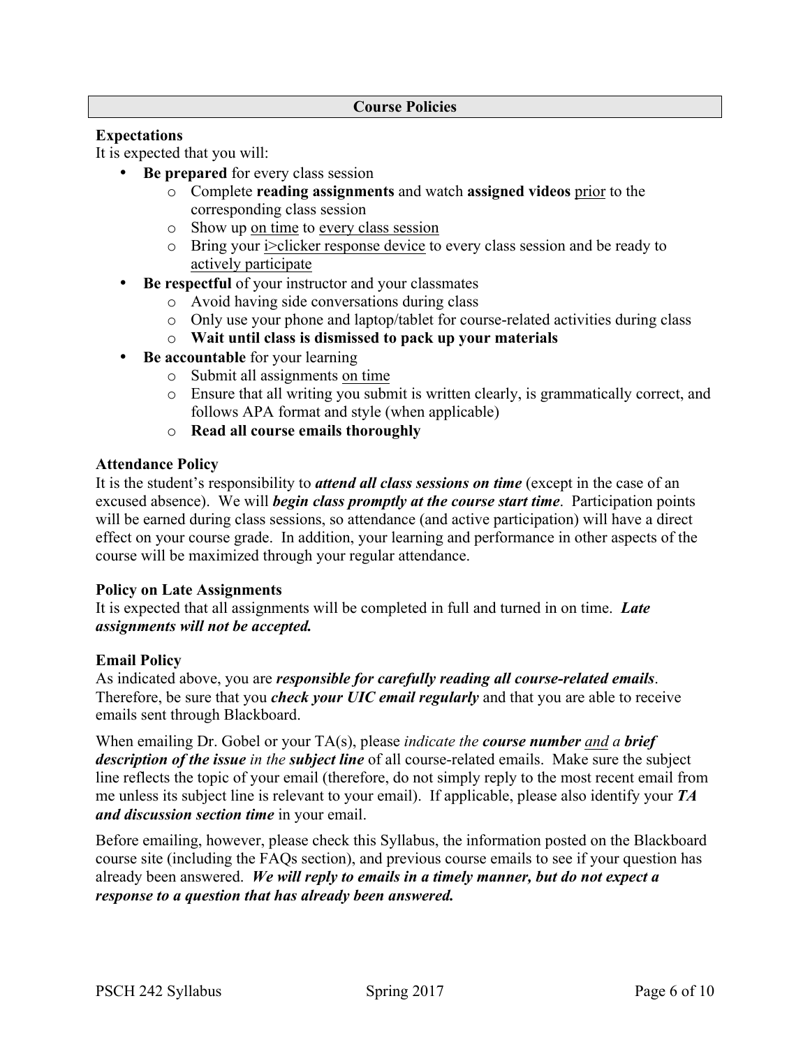## Course Policies

### Expectations

It is expected that you will:

- **Be prepared** for every class session
  - Complete **reading assignments** and watch **assigned videos** prior to the corresponding class session
  - Show up on time to every class session
  - Bring your i>clicker response device to every class session and be ready to actively participate
- **Be respectful** of your instructor and your classmates
  - Avoid having side conversations during class
  - Only use your phone and laptop/tablet for course-related activities during class
  - **Wait until class is dismissed to pack up your materials**
- **Be accountable** for your learning
  - Submit all assignments on time
  - Ensure that all writing you submit is written clearly, is grammatically correct, and follows APA format and style (when applicable)
  - **Read all course emails thoroughly**

### Attendance Policy

It is the student's responsibility to ***attend all class sessions on time*** (except in the case of an excused absence). We will ***begin class promptly at the course start time***. Participation points will be earned during class sessions, so attendance (and active participation) will have a direct effect on your course grade. In addition, your learning and performance in other aspects of the course will be maximized through your regular attendance.

### Policy on Late Assignments

It is expected that all assignments will be completed in full and turned in on time. ***Late assignments will not be accepted.***

### Email Policy

As indicated above, you are ***responsible for carefully reading all course-related emails***. Therefore, be sure that you ***check your UIC email regularly*** and that you are able to receive emails sent through Blackboard.

When emailing Dr. Gobel or your TA(s), please *indicate the* ***course number*** *and a* ***brief description of the issue*** *in the* ***subject line*** of all course-related emails. Make sure the subject line reflects the topic of your email (therefore, do not simply reply to the most recent email from me unless its subject line is relevant to your email). If applicable, please also identify your ***TA and discussion section time*** in your email.

Before emailing, however, please check this Syllabus, the information posted on the Blackboard course site (including the FAQs section), and previous course emails to see if your question has already been answered. ***We will reply to emails in a timely manner, but do not expect a response to a question that has already been answered.***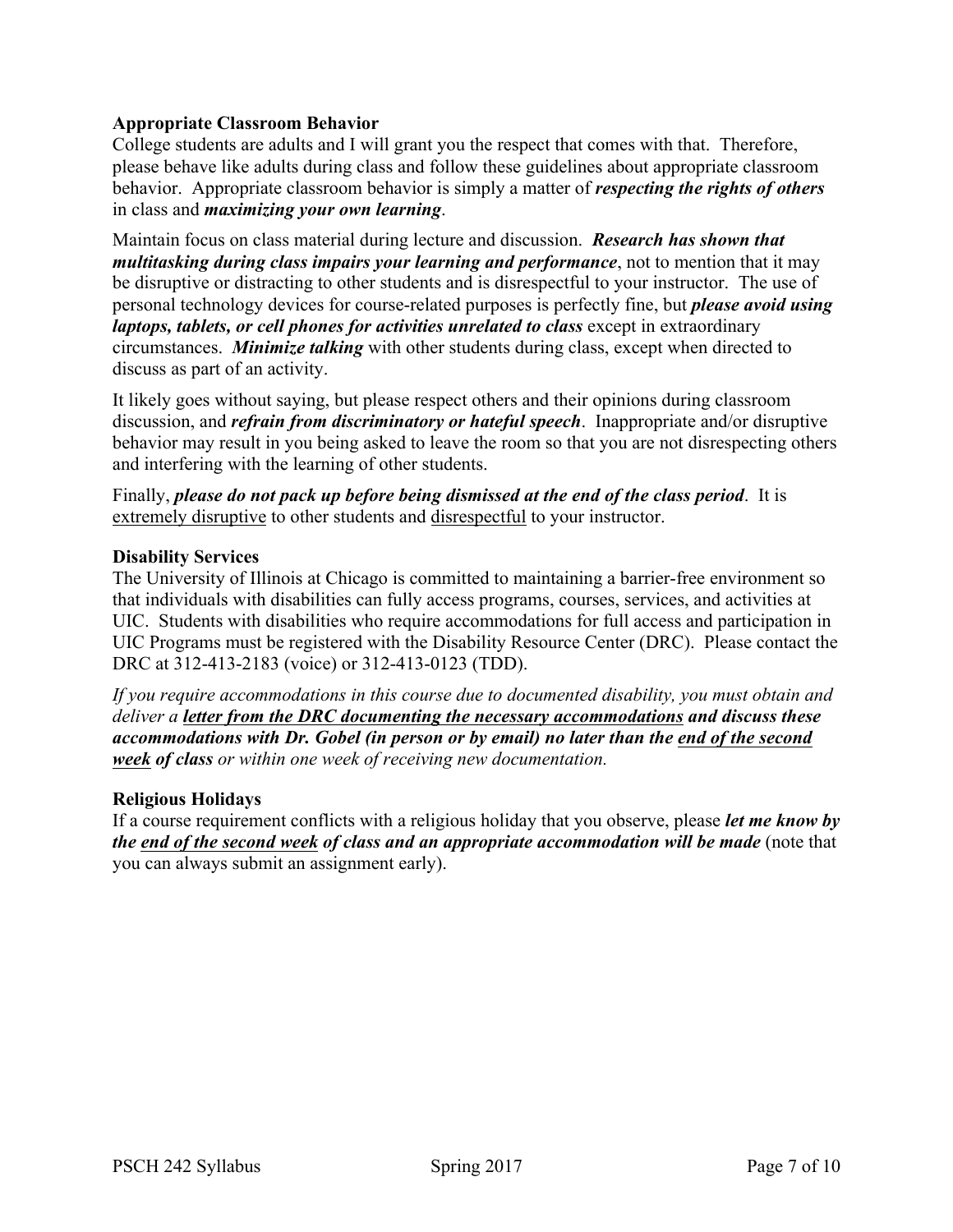**Appropriate Classroom Behavior**

College students are adults and I will grant you the respect that comes with that. Therefore, please behave like adults during class and follow these guidelines about appropriate classroom behavior. Appropriate classroom behavior is simply a matter of ***respecting the rights of others*** in class and ***maximizing your own learning***.

Maintain focus on class material during lecture and discussion. ***Research has shown that multitasking during class impairs your learning and performance***, not to mention that it may be disruptive or distracting to other students and is disrespectful to your instructor. The use of personal technology devices for course-related purposes is perfectly fine, but ***please avoid using laptops, tablets, or cell phones for activities unrelated to class*** except in extraordinary circumstances. ***Minimize talking*** with other students during class, except when directed to discuss as part of an activity.

It likely goes without saying, but please respect others and their opinions during classroom discussion, and ***refrain from discriminatory or hateful speech***. Inappropriate and/or disruptive behavior may result in you being asked to leave the room so that you are not disrespecting others and interfering with the learning of other students.

Finally, ***please do not pack up before being dismissed at the end of the class period***. It is <u>extremely disruptive</u> to other students and <u>disrespectful</u> to your instructor.

**Disability Services**

The University of Illinois at Chicago is committed to maintaining a barrier-free environment so that individuals with disabilities can fully access programs, courses, services, and activities at UIC. Students with disabilities who require accommodations for full access and participation in UIC Programs must be registered with the Disability Resource Center (DRC). Please contact the DRC at 312-413-2183 (voice) or 312-413-0123 (TDD).

*If you require accommodations in this course due to documented disability, you must obtain and deliver a* ***<u>letter from the DRC documenting the necessary accommodations</u> and discuss these accommodations with Dr. Gobel (in person or by email) no later than the <u>end of the second week</u> of class*** *or within one week of receiving new documentation.*

**Religious Holidays**

If a course requirement conflicts with a religious holiday that you observe, please ***let me know by the <u>end of the second week</u> of class and an appropriate accommodation will be made*** (note that you can always submit an assignment early).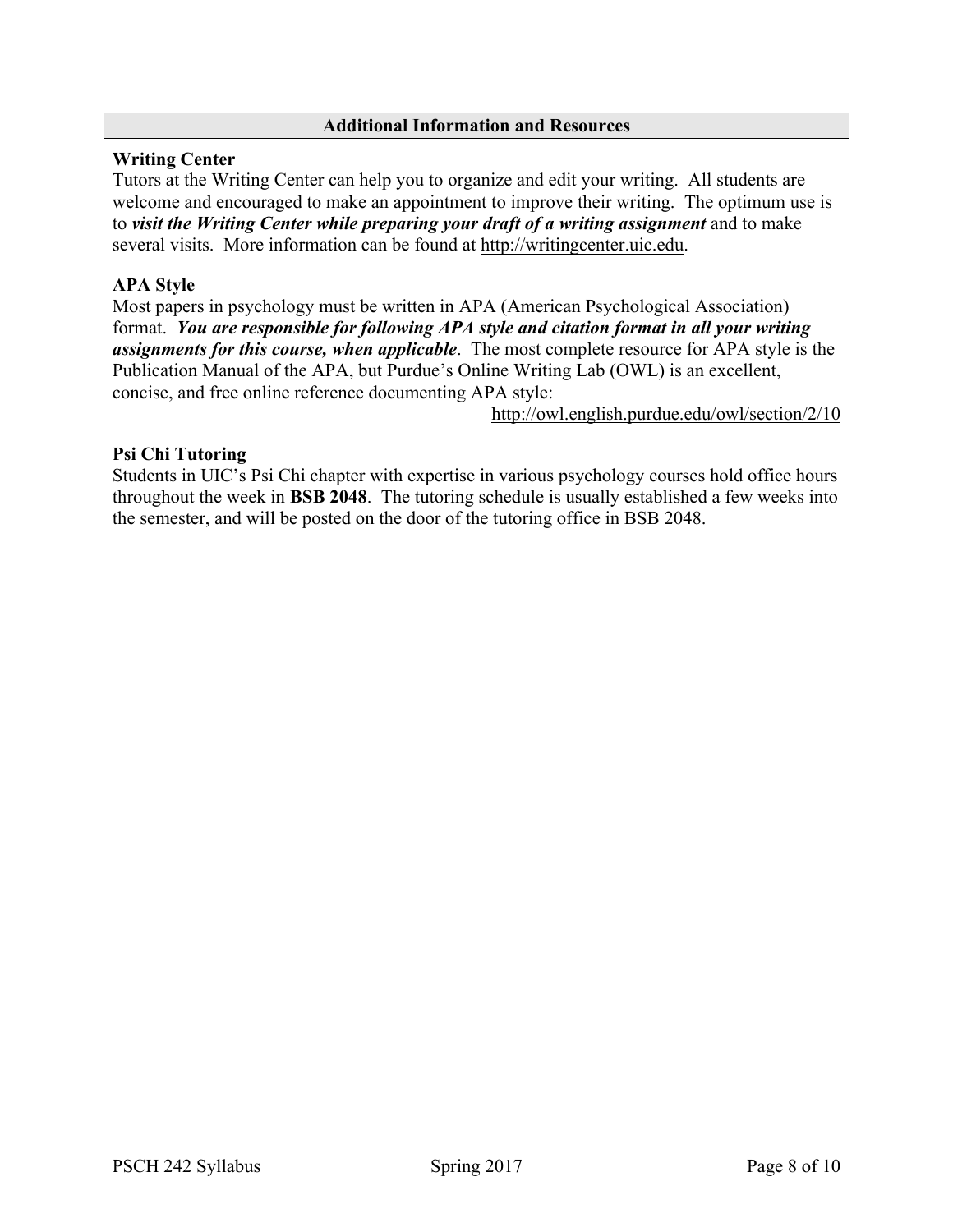## Additional Information and Resources

### Writing Center

Tutors at the Writing Center can help you to organize and edit your writing. All students are welcome and encouraged to make an appointment to improve their writing. The optimum use is to ***visit the Writing Center while preparing your draft of a writing assignment*** and to make several visits. More information can be found at http://writingcenter.uic.edu.

### APA Style

Most papers in psychology must be written in APA (American Psychological Association) format. ***You are responsible for following APA style and citation format in all your writing assignments for this course, when applicable***. The most complete resource for APA style is the Publication Manual of the APA, but Purdue's Online Writing Lab (OWL) is an excellent, concise, and free online reference documenting APA style:

http://owl.english.purdue.edu/owl/section/2/10

### Psi Chi Tutoring

Students in UIC's Psi Chi chapter with expertise in various psychology courses hold office hours throughout the week in **BSB 2048**. The tutoring schedule is usually established a few weeks into the semester, and will be posted on the door of the tutoring office in BSB 2048.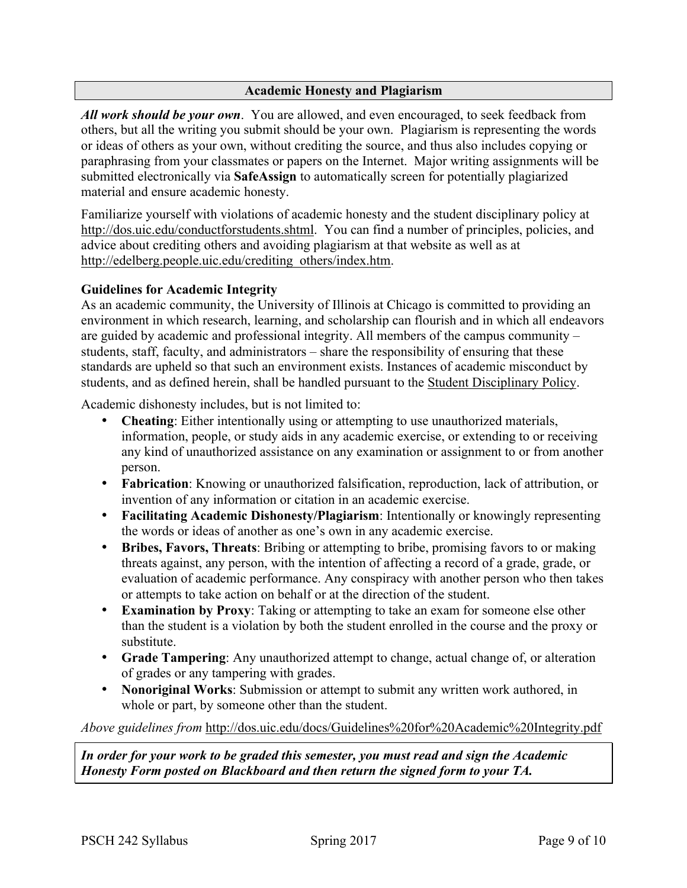## Academic Honesty and Plagiarism

***All work should be your own***. You are allowed, and even encouraged, to seek feedback from others, but all the writing you submit should be your own. Plagiarism is representing the words or ideas of others as your own, without crediting the source, and thus also includes copying or paraphrasing from your classmates or papers on the Internet. Major writing assignments will be submitted electronically via **SafeAssign** to automatically screen for potentially plagiarized material and ensure academic honesty.

Familiarize yourself with violations of academic honesty and the student disciplinary policy at http://dos.uic.edu/conductforstudents.shtml. You can find a number of principles, policies, and advice about crediting others and avoiding plagiarism at that website as well as at http://edelberg.people.uic.edu/crediting_others/index.htm.

### Guidelines for Academic Integrity

As an academic community, the University of Illinois at Chicago is committed to providing an environment in which research, learning, and scholarship can flourish and in which all endeavors are guided by academic and professional integrity. All members of the campus community – students, staff, faculty, and administrators – share the responsibility of ensuring that these standards are upheld so that such an environment exists. Instances of academic misconduct by students, and as defined herein, shall be handled pursuant to the Student Disciplinary Policy.

Academic dishonesty includes, but is not limited to:

- **Cheating**: Either intentionally using or attempting to use unauthorized materials, information, people, or study aids in any academic exercise, or extending to or receiving any kind of unauthorized assistance on any examination or assignment to or from another person.
- **Fabrication**: Knowing or unauthorized falsification, reproduction, lack of attribution, or invention of any information or citation in an academic exercise.
- **Facilitating Academic Dishonesty/Plagiarism**: Intentionally or knowingly representing the words or ideas of another as one's own in any academic exercise.
- **Bribes, Favors, Threats**: Bribing or attempting to bribe, promising favors to or making threats against, any person, with the intention of affecting a record of a grade, grade, or evaluation of academic performance. Any conspiracy with another person who then takes or attempts to take action on behalf or at the direction of the student.
- **Examination by Proxy**: Taking or attempting to take an exam for someone else other than the student is a violation by both the student enrolled in the course and the proxy or substitute.
- **Grade Tampering**: Any unauthorized attempt to change, actual change of, or alteration of grades or any tampering with grades.
- **Nonoriginal Works**: Submission or attempt to submit any written work authored, in whole or part, by someone other than the student.

*Above guidelines from* http://dos.uic.edu/docs/Guidelines%20for%20Academic%20Integrity.pdf

***In order for your work to be graded this semester, you must read and sign the Academic Honesty Form posted on Blackboard and then return the signed form to your TA.***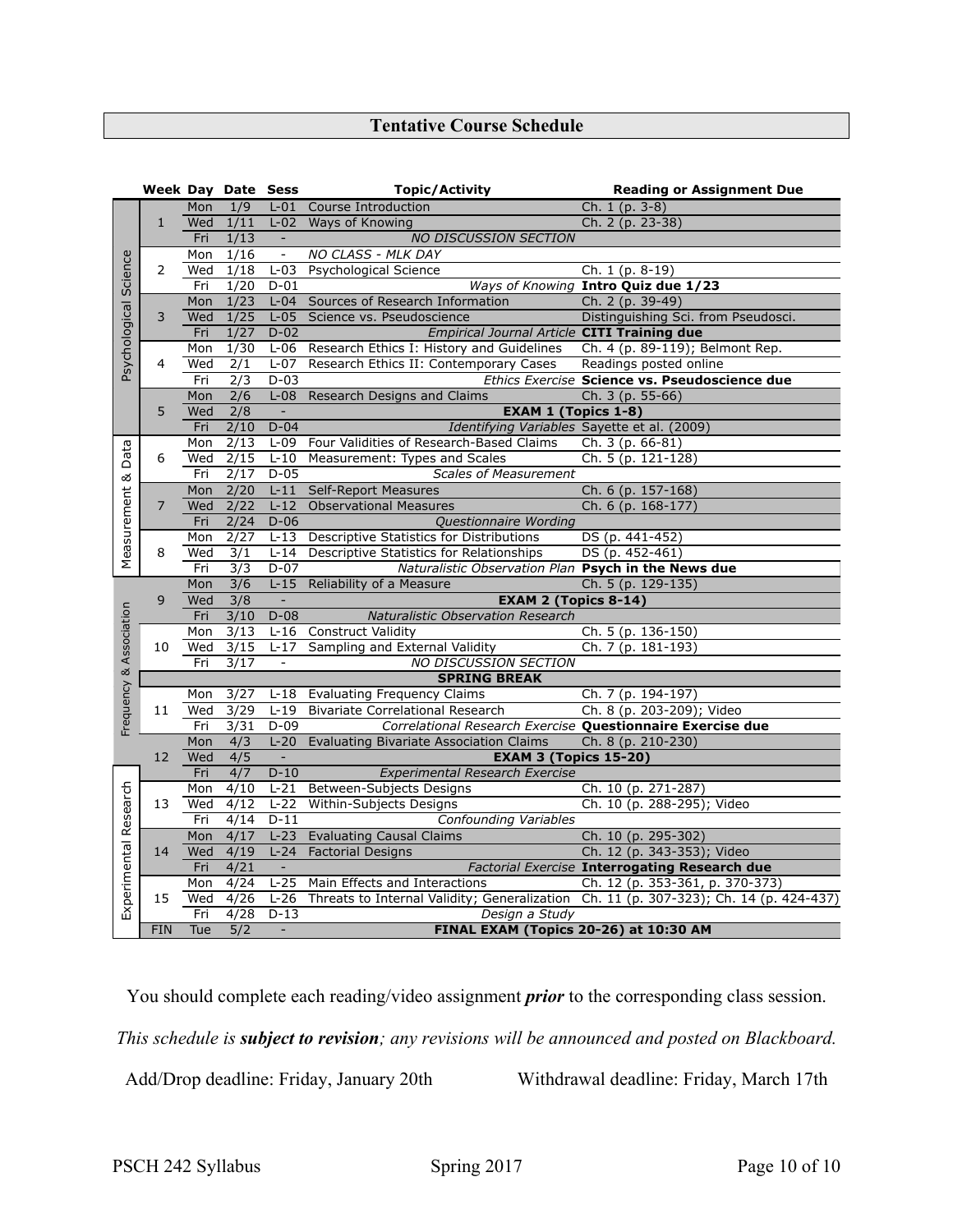## Tentative Course Schedule

| | Week | Day | Date | Sess | Topic/Activity | Reading or Assignment Due |
|---|---|---|---|---|---|---|
| Psychological Science | 1 | Mon | 1/9 | L-01 | Course Introduction | Ch. 1 (p. 3-8) |
| | | Wed | 1/11 | L-02 | Ways of Knowing | Ch. 2 (p. 23-38) |
| | | Fri | 1/13 | - | *NO DISCUSSION SECTION* | |
| | 2 | Mon | 1/16 | - | *NO CLASS - MLK DAY* | |
| | | Wed | 1/18 | L-03 | Psychological Science | Ch. 1 (p. 8-19) |
| | | Fri | 1/20 | D-01 | *Ways of Knowing* | **Intro Quiz due 1/23** |
| | 3 | Mon | 1/23 | L-04 | Sources of Research Information | Ch. 2 (p. 39-49) |
| | | Wed | 1/25 | L-05 | Science vs. Pseudoscience | Distinguishing Sci. from Pseudosci. |
| | | Fri | 1/27 | D-02 | *Empirical Journal Article* | **CITI Training due** |
| | 4 | Mon | 1/30 | L-06 | Research Ethics I: History and Guidelines | Ch. 4 (p. 89-119); Belmont Rep. |
| | | Wed | 2/1 | L-07 | Research Ethics II: Contemporary Cases | Readings posted online |
| | | Fri | 2/3 | D-03 | *Ethics Exercise* | **Science vs. Pseudoscience due** |
| | 5 | Mon | 2/6 | L-08 | Research Designs and Claims | Ch. 3 (p. 55-66) |
| | | Wed | 2/8 | - | **EXAM 1 (Topics 1-8)** | |
| | | Fri | 2/10 | D-04 | *Identifying Variables* | Sayette et al. (2009) |
| Measurement & Data | 6 | Mon | 2/13 | L-09 | Four Validities of Research-Based Claims | Ch. 3 (p. 66-81) |
| | | Wed | 2/15 | L-10 | Measurement: Types and Scales | Ch. 5 (p. 121-128) |
| | | Fri | 2/17 | D-05 | *Scales of Measurement* | |
| | 7 | Mon | 2/20 | L-11 | Self-Report Measures | Ch. 6 (p. 157-168) |
| | | Wed | 2/22 | L-12 | Observational Measures | Ch. 6 (p. 168-177) |
| | | Fri | 2/24 | D-06 | *Questionnaire Wording* | |
| | 8 | Mon | 2/27 | L-13 | Descriptive Statistics for Distributions | DS (p. 441-452) |
| | | Wed | 3/1 | L-14 | Descriptive Statistics for Relationships | DS (p. 452-461) |
| | | Fri | 3/3 | D-07 | *Naturalistic Observation Plan* | **Psych in the News due** |
| Frequency & Association | 9 | Mon | 3/6 | L-15 | Reliability of a Measure | Ch. 5 (p. 129-135) |
| | | Wed | 3/8 | - | **EXAM 2 (Topics 8-14)** | |
| | | Fri | 3/10 | D-08 | *Naturalistic Observation Research* | |
| | 10 | Mon | 3/13 | L-16 | Construct Validity | Ch. 5 (p. 136-150) |
| | | Wed | 3/15 | L-17 | Sampling and External Validity | Ch. 7 (p. 181-193) |
| | | Fri | 3/17 | - | *NO DISCUSSION SECTION* | |
| | | | | | **SPRING BREAK** | |
| | 11 | Mon | 3/27 | L-18 | Evaluating Frequency Claims | Ch. 7 (p. 194-197) |
| | | Wed | 3/29 | L-19 | Bivariate Correlational Research | Ch. 8 (p. 203-209); Video |
| | | Fri | 3/31 | D-09 | *Correlational Research Exercise* | **Questionnaire Exercise due** |
| | 12 | Mon | 4/3 | L-20 | Evaluating Bivariate Association Claims | Ch. 8 (p. 210-230) |
| | | Wed | 4/5 | - | **EXAM 3 (Topics 15-20)** | |
| Experimental Research | | Fri | 4/7 | D-10 | *Experimental Research Exercise* | |
| | 13 | Mon | 4/10 | L-21 | Between-Subjects Designs | Ch. 10 (p. 271-287) |
| | | Wed | 4/12 | L-22 | Within-Subjects Designs | Ch. 10 (p. 288-295); Video |
| | | Fri | 4/14 | D-11 | *Confounding Variables* | |
| | 14 | Mon | 4/17 | L-23 | Evaluating Causal Claims | Ch. 10 (p. 295-302) |
| | | Wed | 4/19 | L-24 | Factorial Designs | Ch. 12 (p. 343-353); Video |
| | | Fri | 4/21 | - | *Factorial Exercise* | **Interrogating Research due** |
| | 15 | Mon | 4/24 | L-25 | Main Effects and Interactions | Ch. 12 (p. 353-361, p. 370-373) |
| | | Wed | 4/26 | L-26 | Threats to Internal Validity; Generalization | Ch. 11 (p. 307-323); Ch. 14 (p. 424-437) |
| | | Fri | 4/28 | D-13 | *Design a Study* | |
| | FIN | Tue | 5/2 | - | **FINAL EXAM (Topics 20-26) at 10:30 AM** | |

You should complete each reading/video assignment ***prior*** to the corresponding class session.

*This schedule is **subject to revision**; any revisions will be announced and posted on Blackboard.*

Add/Drop deadline: Friday, January 20th

Withdrawal deadline: Friday, March 17th